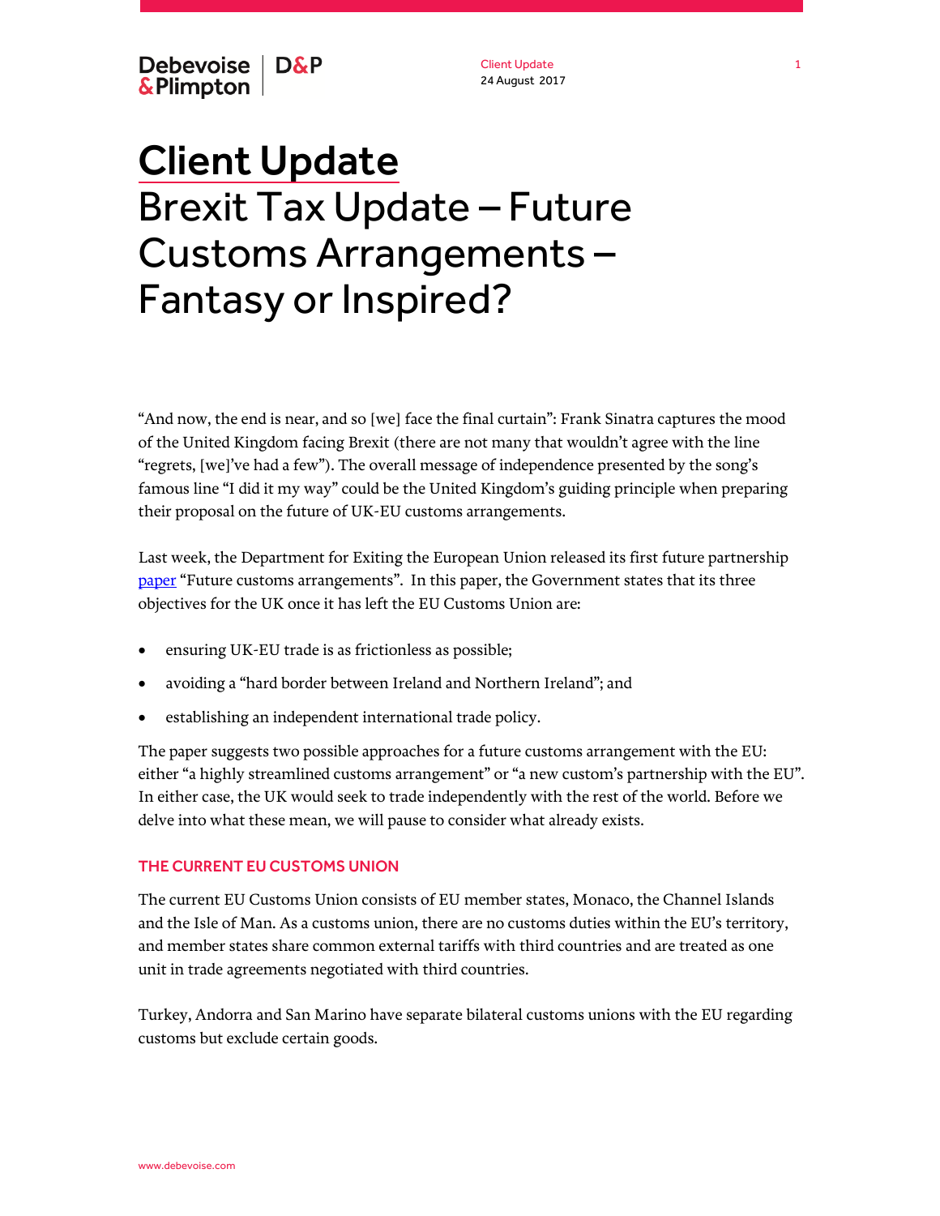# Client Update
# Brexit Tax Update – Future Customs Arrangements – Fantasy or Inspired?

"And now, the end is near, and so [we] face the final curtain": Frank Sinatra captures the mood of the United Kingdom facing Brexit (there are not many that wouldn't agree with the line "regrets, [we]'ve had a few"). The overall message of independence presented by the song's famous line "I did it my way" could be the United Kingdom's guiding principle when preparing their proposal on the future of UK-EU customs arrangements.

Last week, the Department for Exiting the European Union released its first future partnership paper "Future customs arrangements". In this paper, the Government states that its three objectives for the UK once it has left the EU Customs Union are:

- ensuring UK-EU trade is as frictionless as possible;
- avoiding a "hard border between Ireland and Northern Ireland"; and
- establishing an independent international trade policy.

The paper suggests two possible approaches for a future customs arrangement with the EU: either "a highly streamlined customs arrangement" or "a new custom's partnership with the EU". In either case, the UK would seek to trade independently with the rest of the world. Before we delve into what these mean, we will pause to consider what already exists.

## THE CURRENT EU CUSTOMS UNION

The current EU Customs Union consists of EU member states, Monaco, the Channel Islands and the Isle of Man. As a customs union, there are no customs duties within the EU's territory, and member states share common external tariffs with third countries and are treated as one unit in trade agreements negotiated with third countries.

Turkey, Andorra and San Marino have separate bilateral customs unions with the EU regarding customs but exclude certain goods.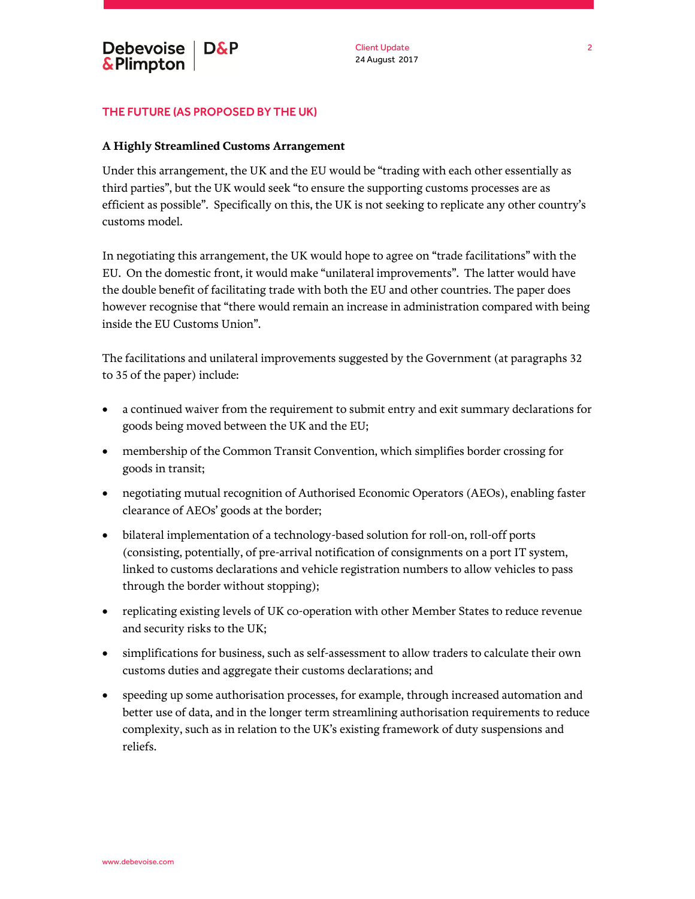## THE FUTURE (AS PROPOSED BY THE UK)

### A Highly Streamlined Customs Arrangement

Under this arrangement, the UK and the EU would be "trading with each other essentially as third parties", but the UK would seek "to ensure the supporting customs processes are as efficient as possible". Specifically on this, the UK is not seeking to replicate any other country's customs model.

In negotiating this arrangement, the UK would hope to agree on "trade facilitations" with the EU. On the domestic front, it would make "unilateral improvements". The latter would have the double benefit of facilitating trade with both the EU and other countries. The paper does however recognise that "there would remain an increase in administration compared with being inside the EU Customs Union".

The facilitations and unilateral improvements suggested by the Government (at paragraphs 32 to 35 of the paper) include:

- a continued waiver from the requirement to submit entry and exit summary declarations for goods being moved between the UK and the EU;
- membership of the Common Transit Convention, which simplifies border crossing for goods in transit;
- negotiating mutual recognition of Authorised Economic Operators (AEOs), enabling faster clearance of AEOs' goods at the border;
- bilateral implementation of a technology-based solution for roll-on, roll-off ports (consisting, potentially, of pre-arrival notification of consignments on a port IT system, linked to customs declarations and vehicle registration numbers to allow vehicles to pass through the border without stopping);
- replicating existing levels of UK co-operation with other Member States to reduce revenue and security risks to the UK;
- simplifications for business, such as self-assessment to allow traders to calculate their own customs duties and aggregate their customs declarations; and
- speeding up some authorisation processes, for example, through increased automation and better use of data, and in the longer term streamlining authorisation requirements to reduce complexity, such as in relation to the UK's existing framework of duty suspensions and reliefs.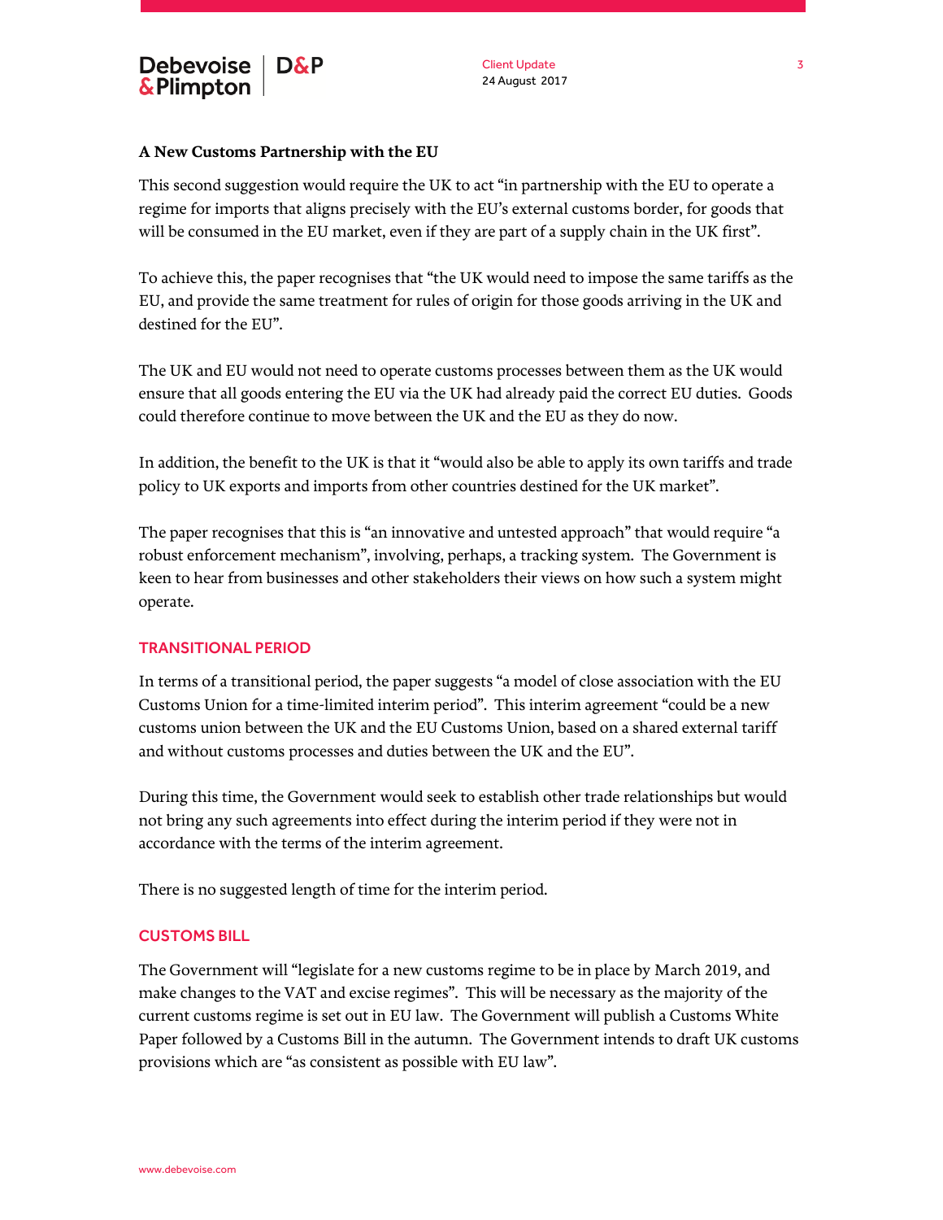**A New Customs Partnership with the EU**

This second suggestion would require the UK to act “in partnership with the EU to operate a regime for imports that aligns precisely with the EU’s external customs border, for goods that will be consumed in the EU market, even if they are part of a supply chain in the UK first”.

To achieve this, the paper recognises that “the UK would need to impose the same tariffs as the EU, and provide the same treatment for rules of origin for those goods arriving in the UK and destined for the EU”.

The UK and EU would not need to operate customs processes between them as the UK would ensure that all goods entering the EU via the UK had already paid the correct EU duties. Goods could therefore continue to move between the UK and the EU as they do now.

In addition, the benefit to the UK is that it “would also be able to apply its own tariffs and trade policy to UK exports and imports from other countries destined for the UK market”.

The paper recognises that this is “an innovative and untested approach” that would require “a robust enforcement mechanism”, involving, perhaps, a tracking system. The Government is keen to hear from businesses and other stakeholders their views on how such a system might operate.

## TRANSITIONAL PERIOD

In terms of a transitional period, the paper suggests “a model of close association with the EU Customs Union for a time-limited interim period”. This interim agreement “could be a new customs union between the UK and the EU Customs Union, based on a shared external tariff and without customs processes and duties between the UK and the EU”.

During this time, the Government would seek to establish other trade relationships but would not bring any such agreements into effect during the interim period if they were not in accordance with the terms of the interim agreement.

There is no suggested length of time for the interim period.

## CUSTOMS BILL

The Government will “legislate for a new customs regime to be in place by March 2019, and make changes to the VAT and excise regimes”. This will be necessary as the majority of the current customs regime is set out in EU law. The Government will publish a Customs White Paper followed by a Customs Bill in the autumn. The Government intends to draft UK customs provisions which are “as consistent as possible with EU law”.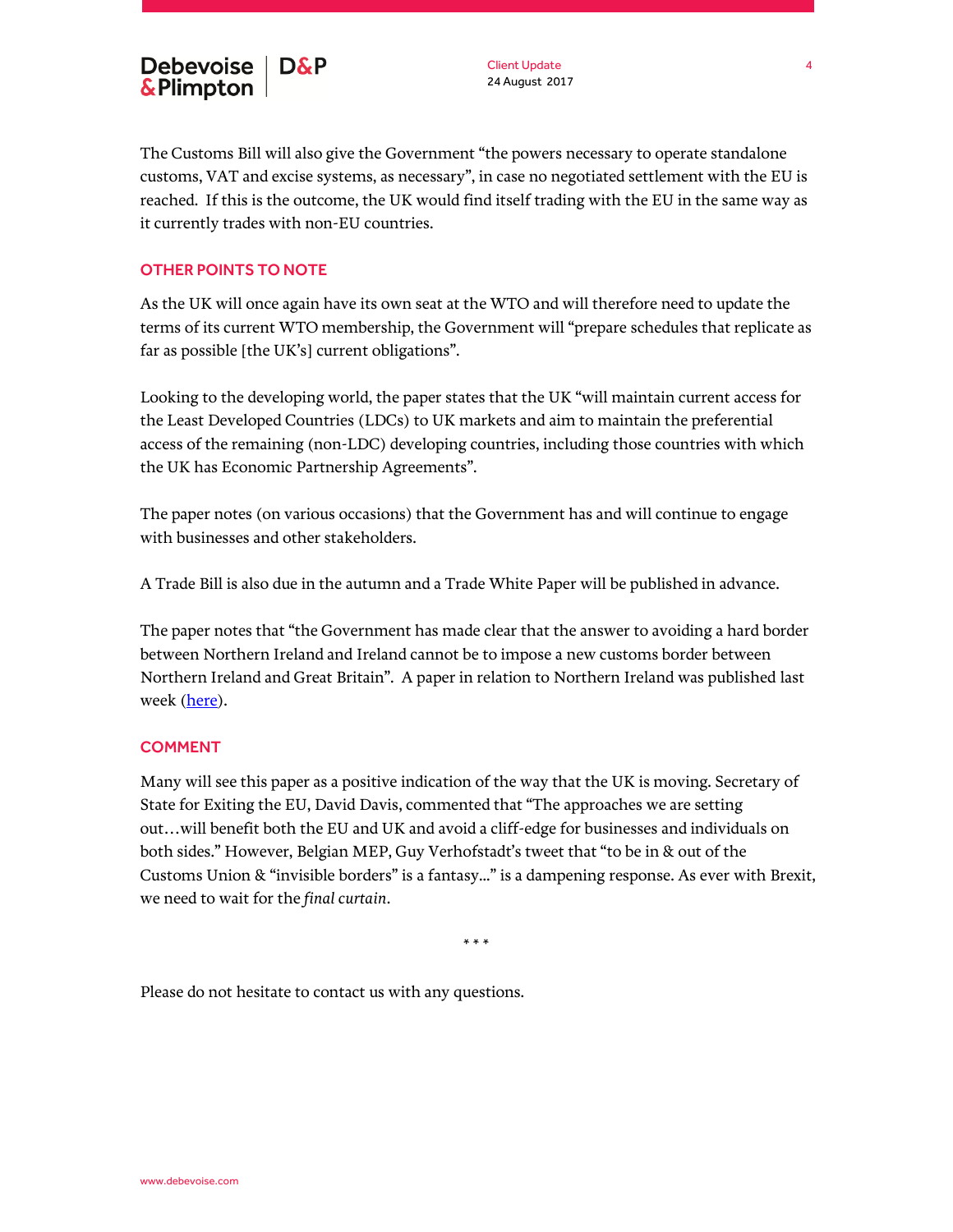The Customs Bill will also give the Government "the powers necessary to operate standalone customs, VAT and excise systems, as necessary", in case no negotiated settlement with the EU is reached. If this is the outcome, the UK would find itself trading with the EU in the same way as it currently trades with non-EU countries.

## OTHER POINTS TO NOTE

As the UK will once again have its own seat at the WTO and will therefore need to update the terms of its current WTO membership, the Government will "prepare schedules that replicate as far as possible [the UK's] current obligations".

Looking to the developing world, the paper states that the UK "will maintain current access for the Least Developed Countries (LDCs) to UK markets and aim to maintain the preferential access of the remaining (non-LDC) developing countries, including those countries with which the UK has Economic Partnership Agreements".

The paper notes (on various occasions) that the Government has and will continue to engage with businesses and other stakeholders.

A Trade Bill is also due in the autumn and a Trade White Paper will be published in advance.

The paper notes that "the Government has made clear that the answer to avoiding a hard border between Northern Ireland and Ireland cannot be to impose a new customs border between Northern Ireland and Great Britain". A paper in relation to Northern Ireland was published last week (here).

## COMMENT

Many will see this paper as a positive indication of the way that the UK is moving. Secretary of State for Exiting the EU, David Davis, commented that "The approaches we are setting out…will benefit both the EU and UK and avoid a cliff-edge for businesses and individuals on both sides." However, Belgian MEP, Guy Verhofstadt's tweet that "to be in & out of the Customs Union & "invisible borders" is a fantasy..." is a dampening response. As ever with Brexit, we need to wait for the *final curtain*.

\* \* \*

Please do not hesitate to contact us with any questions.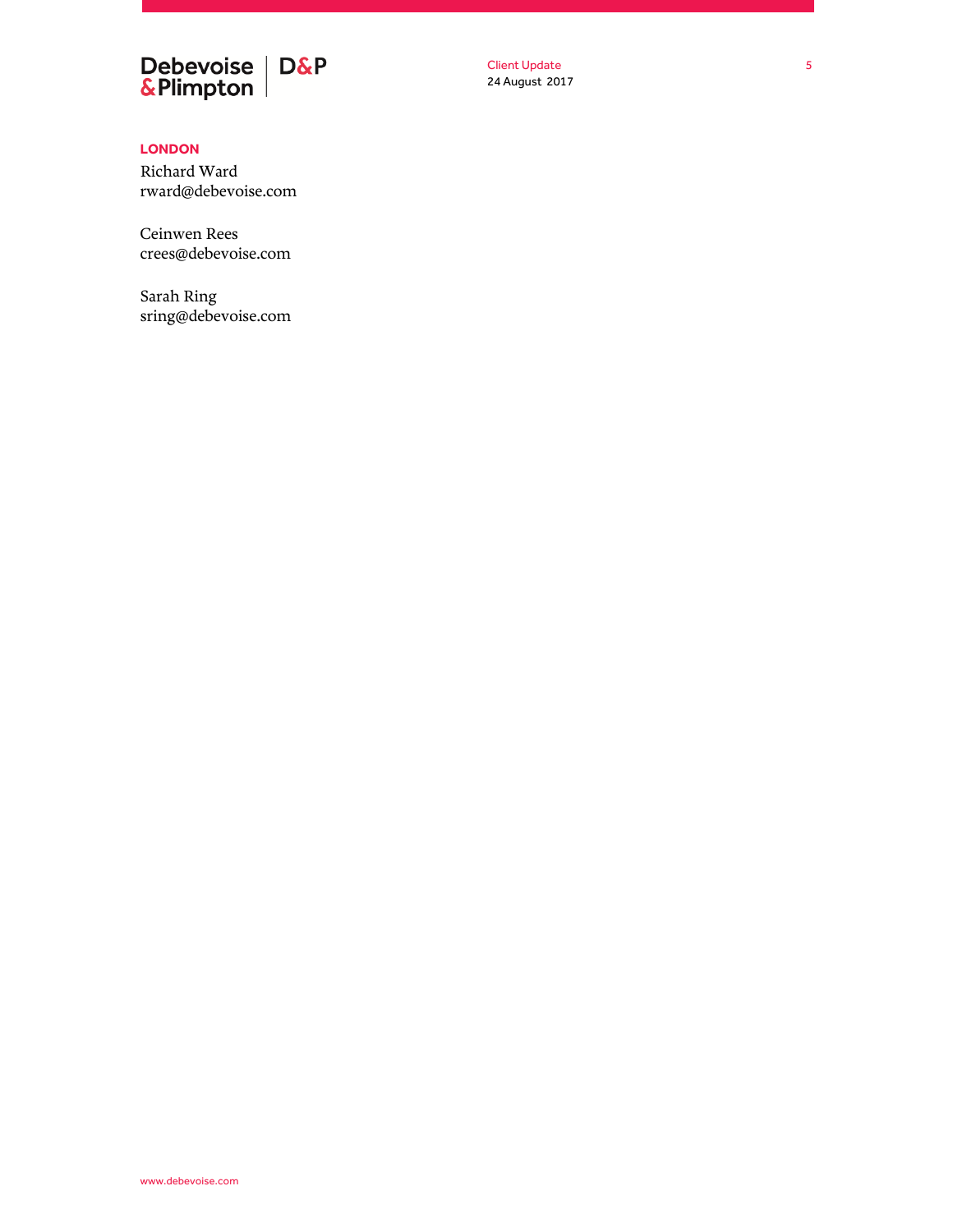**LONDON**

Richard Ward
rward@debevoise.com

Ceinwen Rees
crees@debevoise.com

Sarah Ring
sring@debevoise.com